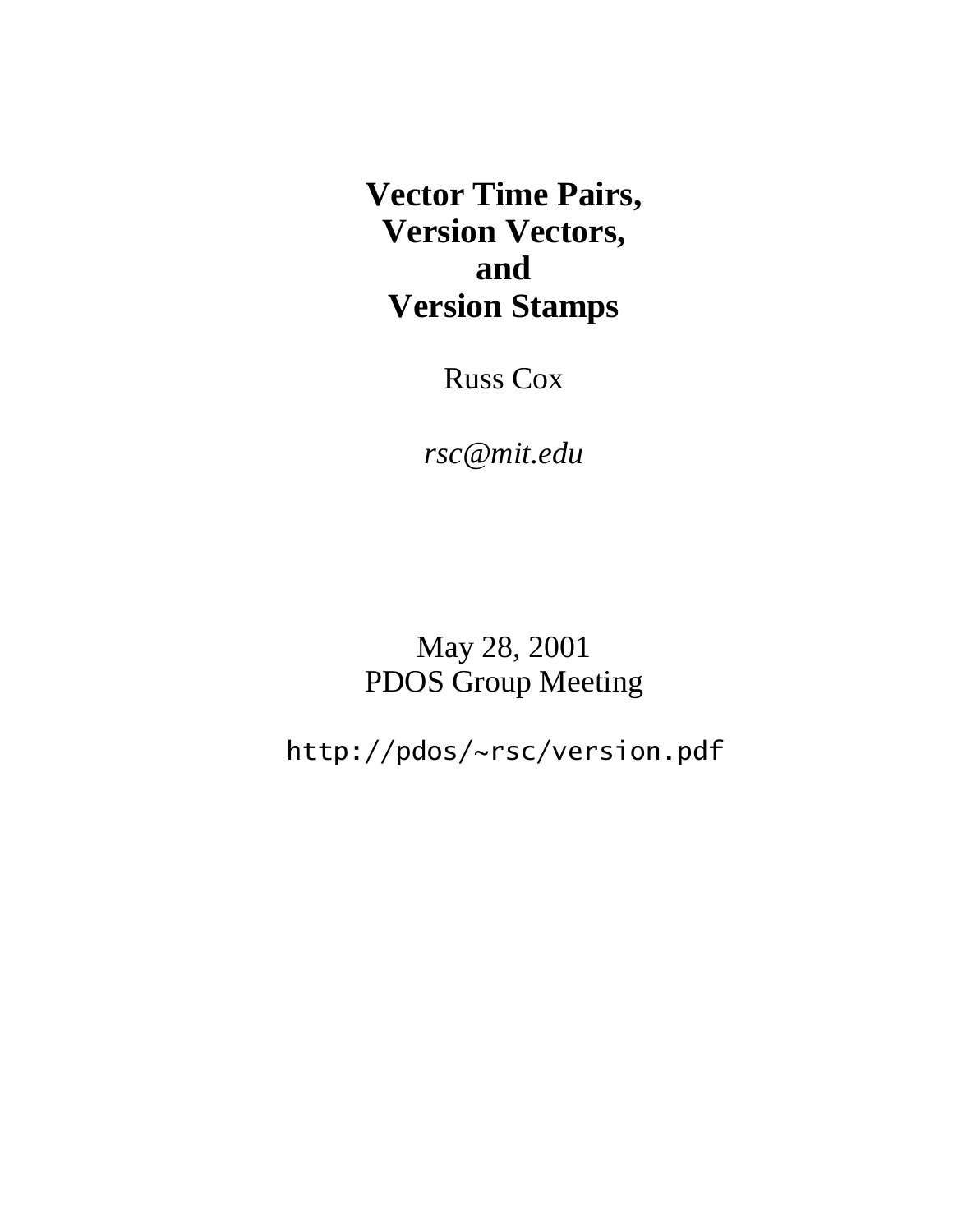# Vector Time Pairs, Version Vectors, and Version Stamps

Russ Cox

*rsc@mit.edu*

May 28, 2001
PDOS Group Meeting

`http://pdos/~rsc/version.pdf`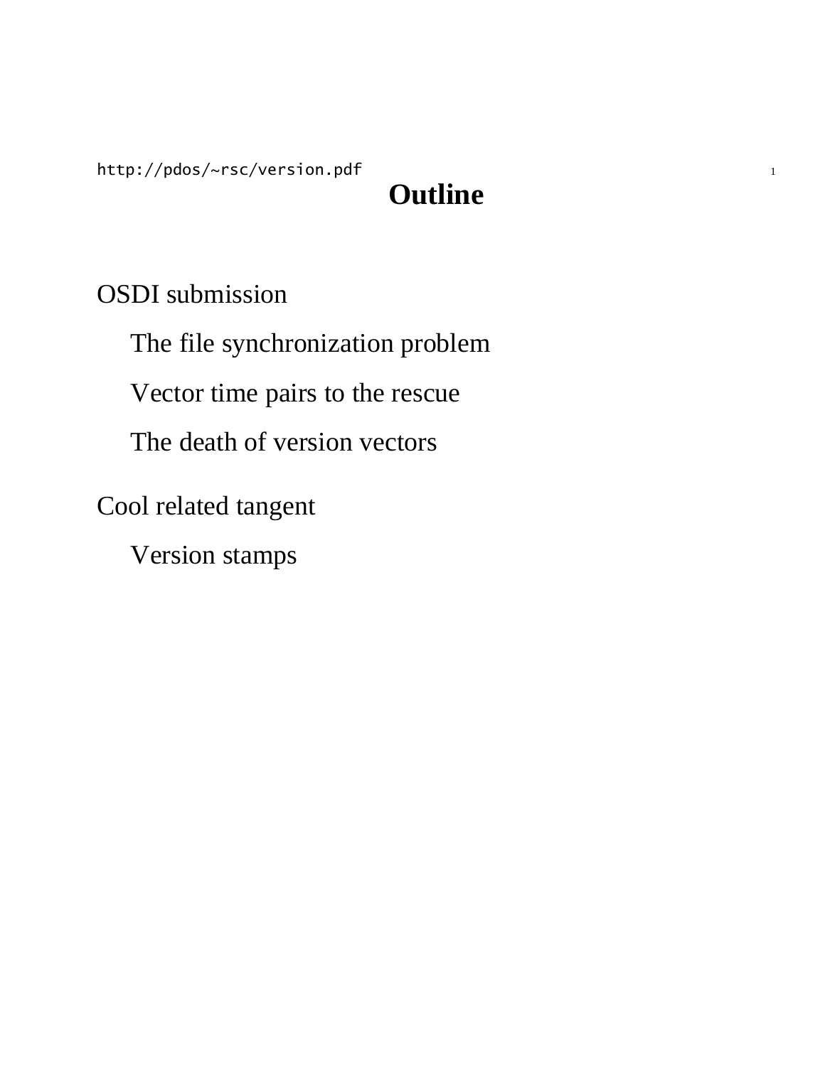http://pdos/~rsc/version.pdf

# Outline

OSDI submission

- The file synchronization problem
- Vector time pairs to the rescue
- The death of version vectors

Cool related tangent

- Version stamps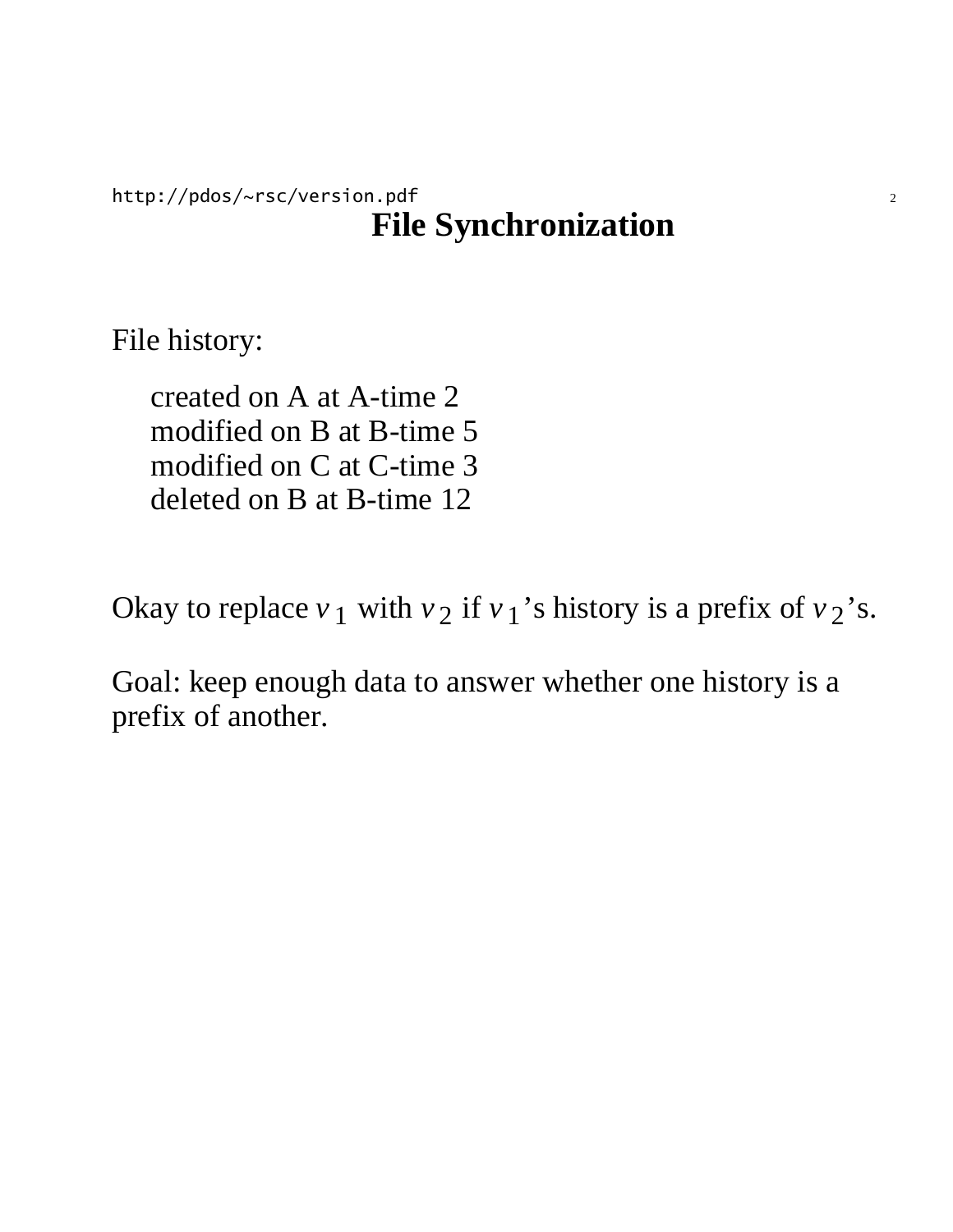# File Synchronization

File history:

created on A at A-time 2  
modified on B at B-time 5  
modified on C at C-time 3  
deleted on B at B-time 12

Okay to replace $v_1$ with $v_2$ if $v_1$'s history is a prefix of $v_2$'s.

Goal: keep enough data to answer whether one history is a prefix of another.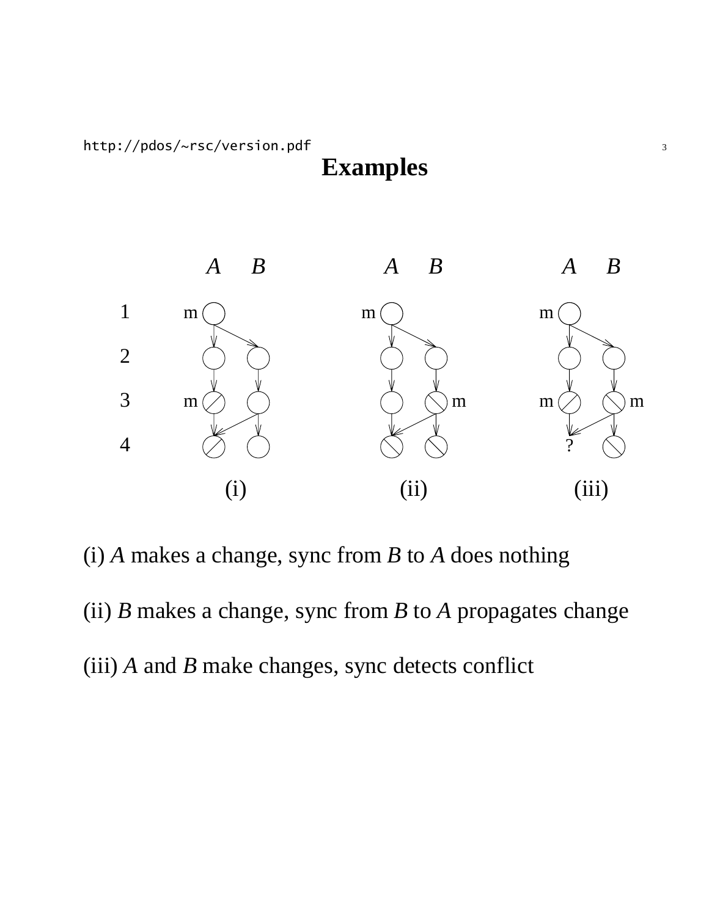# Examples

(i) *A* makes a change, sync from *B* to *A* does nothing

(ii) *B* makes a change, sync from *B* to *A* propagates change

(iii) *A* and *B* make changes, sync detects conflict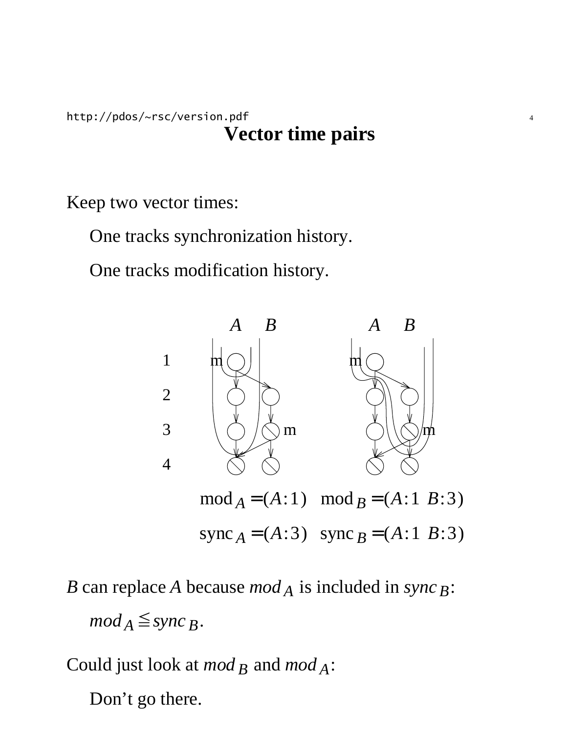# Vector time pairs

Keep two vector times:

- One tracks synchronization history.
- One tracks modification history.

$$\text{mod}_A = (A{:}1) \quad \text{mod}_B = (A{:}1\ \ B{:}3)$$

$$\text{sync}_A = (A{:}3) \quad \text{sync}_B = (A{:}1\ \ B{:}3)$$

$B$ can replace $A$ because $mod_A$ is included in $sync_B$:

- $mod_A \leqq sync_B$.

Could just look at $mod_B$ and $mod_A$:

- Don't go there.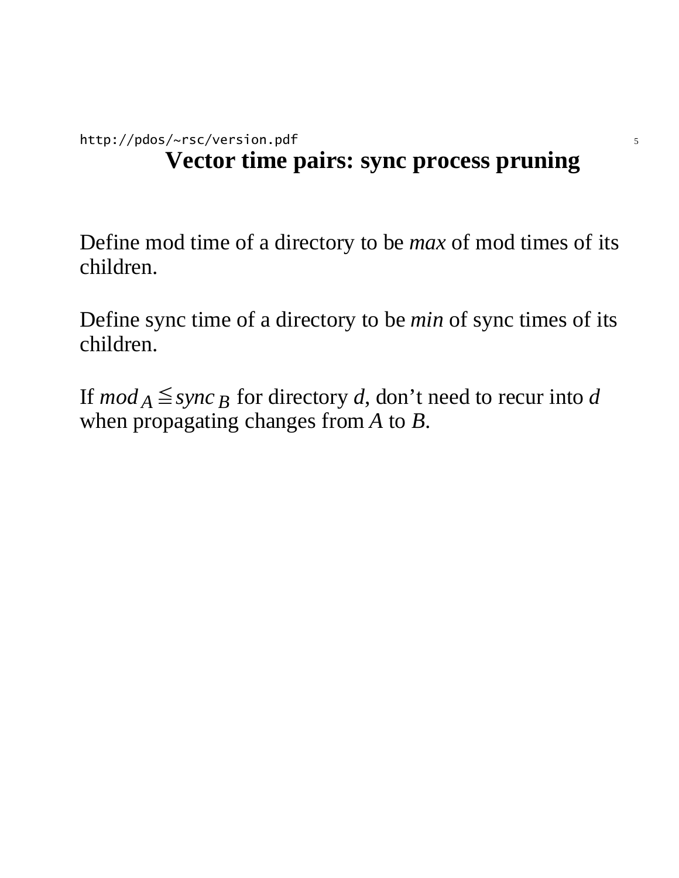# Vector time pairs: sync process pruning

Define mod time of a directory to be *max* of mod times of its children.

Define sync time of a directory to be *min* of sync times of its children.

If $mod_A \leqq sync_B$ for directory $d$, don't need to recur into $d$ when propagating changes from $A$ to $B$.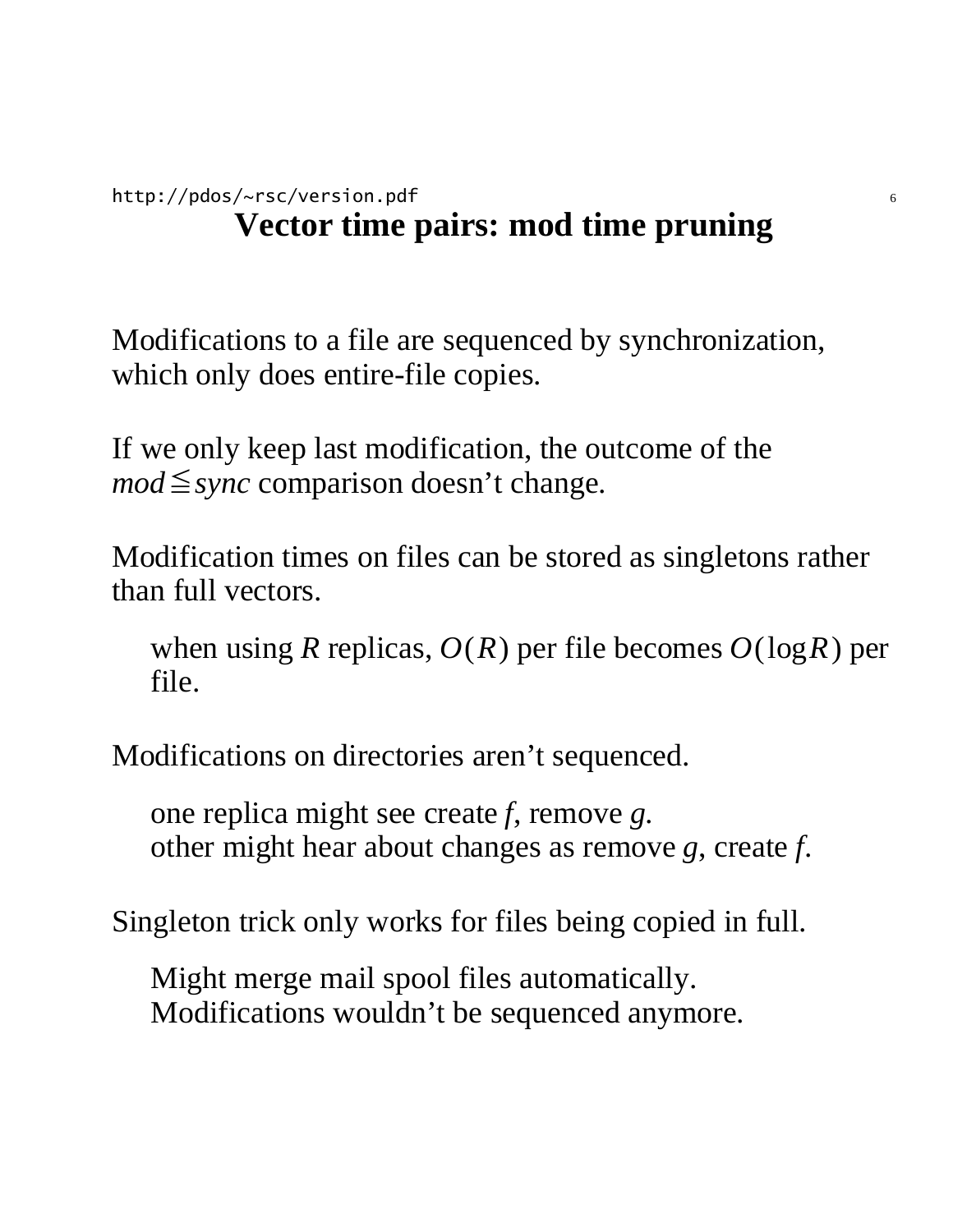# Vector time pairs: mod time pruning

Modifications to a file are sequenced by synchronization, which only does entire-file copies.

If we only keep last modification, the outcome of the $mod \leqq sync$ comparison doesn't change.

Modification times on files can be stored as singletons rather than full vectors.

> when using $R$ replicas, $O(R)$ per file becomes $O(\log R)$ per file.

Modifications on directories aren't sequenced.

> one replica might see create *f*, remove *g*.
> other might hear about changes as remove *g*, create *f*.

Singleton trick only works for files being copied in full.

> Might merge mail spool files automatically.
> Modifications wouldn't be sequenced anymore.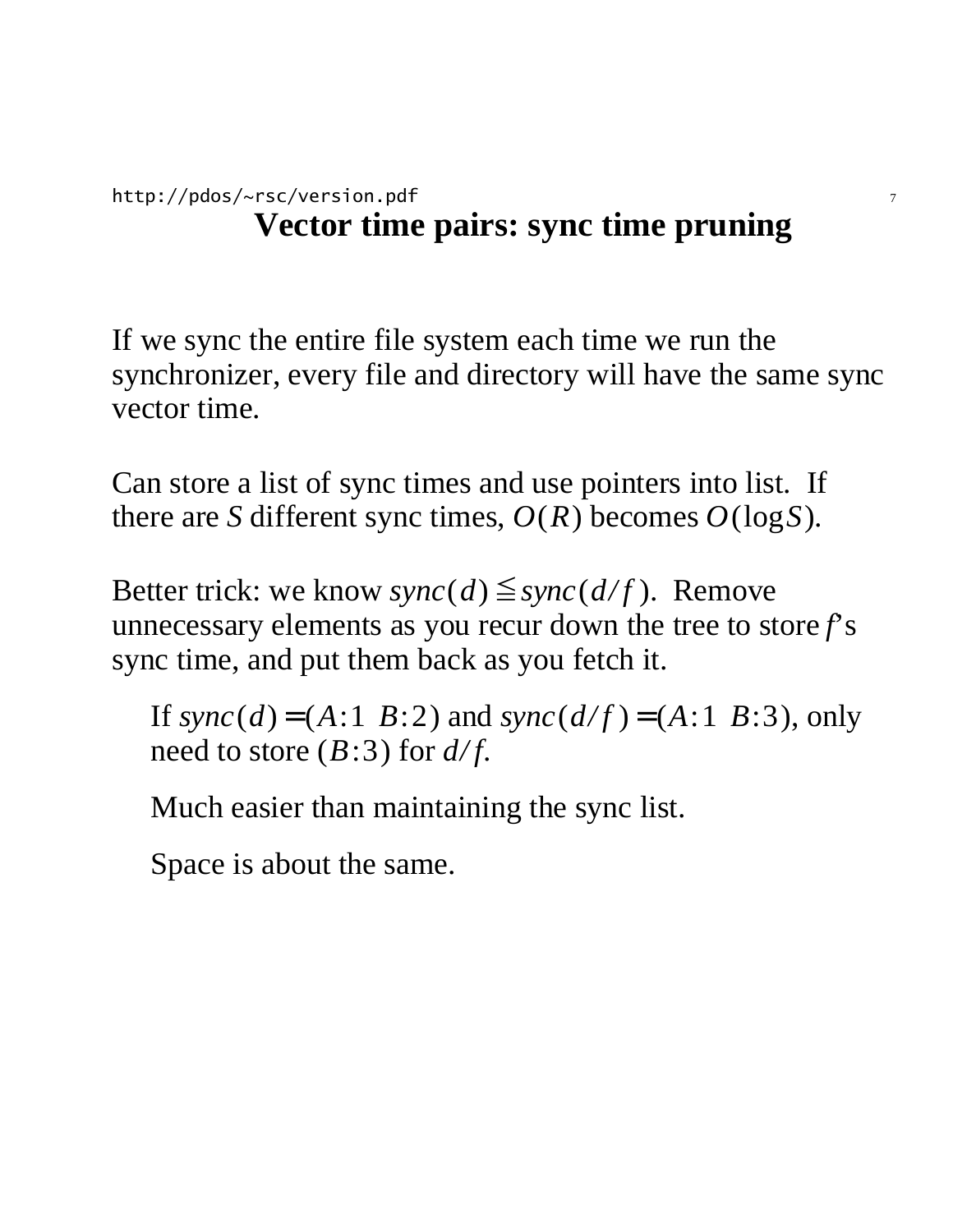## Vector time pairs: sync time pruning

If we sync the entire file system each time we run the synchronizer, every file and directory will have the same sync vector time.

Can store a list of sync times and use pointers into list. If there are $S$ different sync times, $O(R)$ becomes $O(\log S)$.

Better trick: we know $sync(d) \leqq sync(d/f)$. Remove unnecessary elements as you recur down the tree to store $f$'s sync time, and put them back as you fetch it.

> If $sync(d) = (A{:}1\ \ B{:}2)$ and $sync(d/f) = (A{:}1\ \ B{:}3)$, only need to store $(B{:}3)$ for $d/f$.
>
> Much easier than maintaining the sync list.
>
> Space is about the same.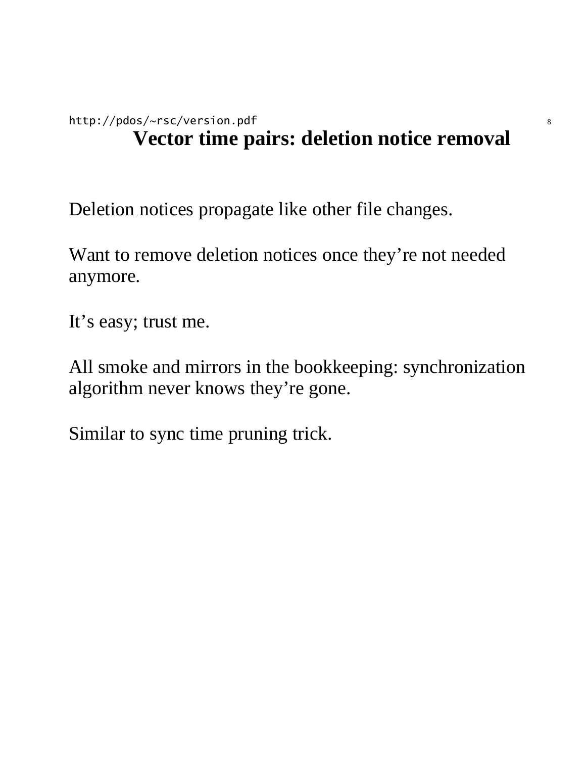## Vector time pairs: deletion notice removal

Deletion notices propagate like other file changes.

Want to remove deletion notices once they’re not needed anymore.

It’s easy; trust me.

All smoke and mirrors in the bookkeeping: synchronization algorithm never knows they’re gone.

Similar to sync time pruning trick.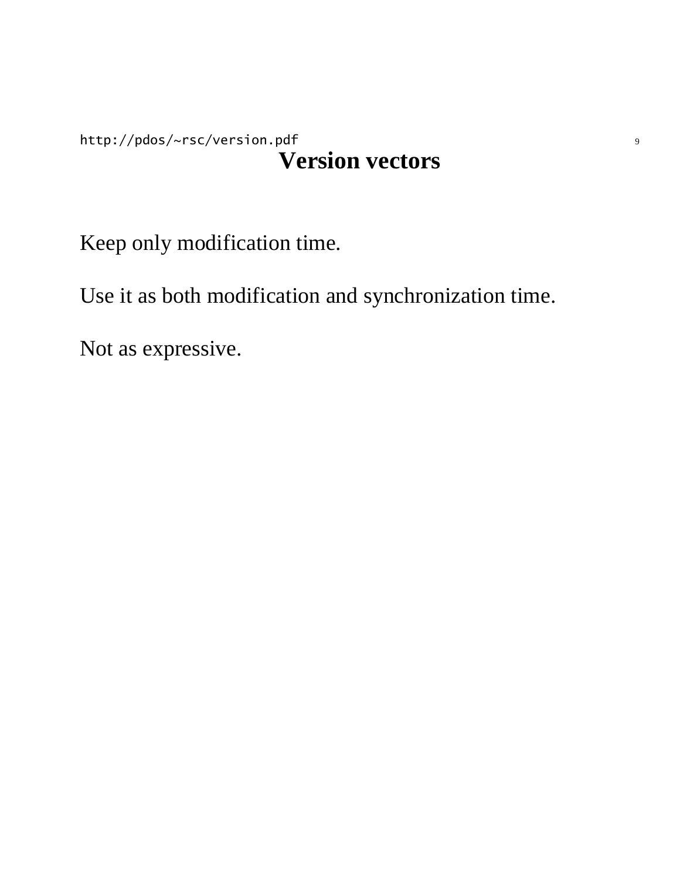# Version vectors

Keep only modification time.

Use it as both modification and synchronization time.

Not as expressive.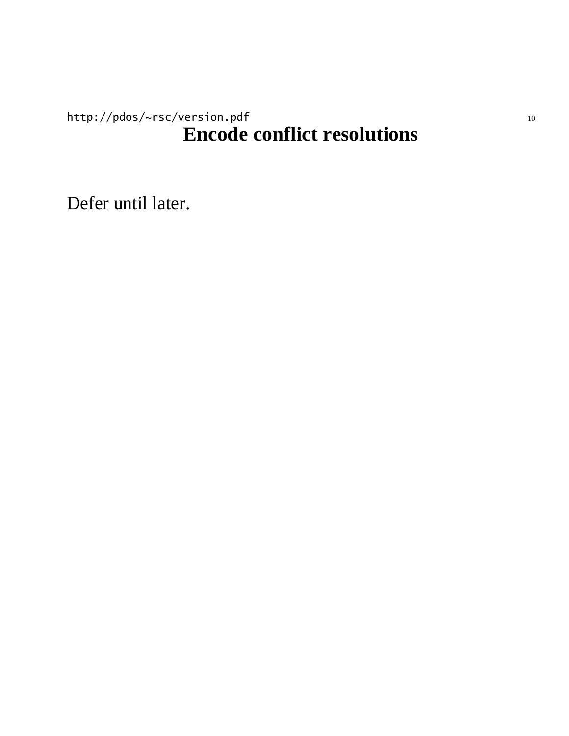# Encode conflict resolutions

Defer until later.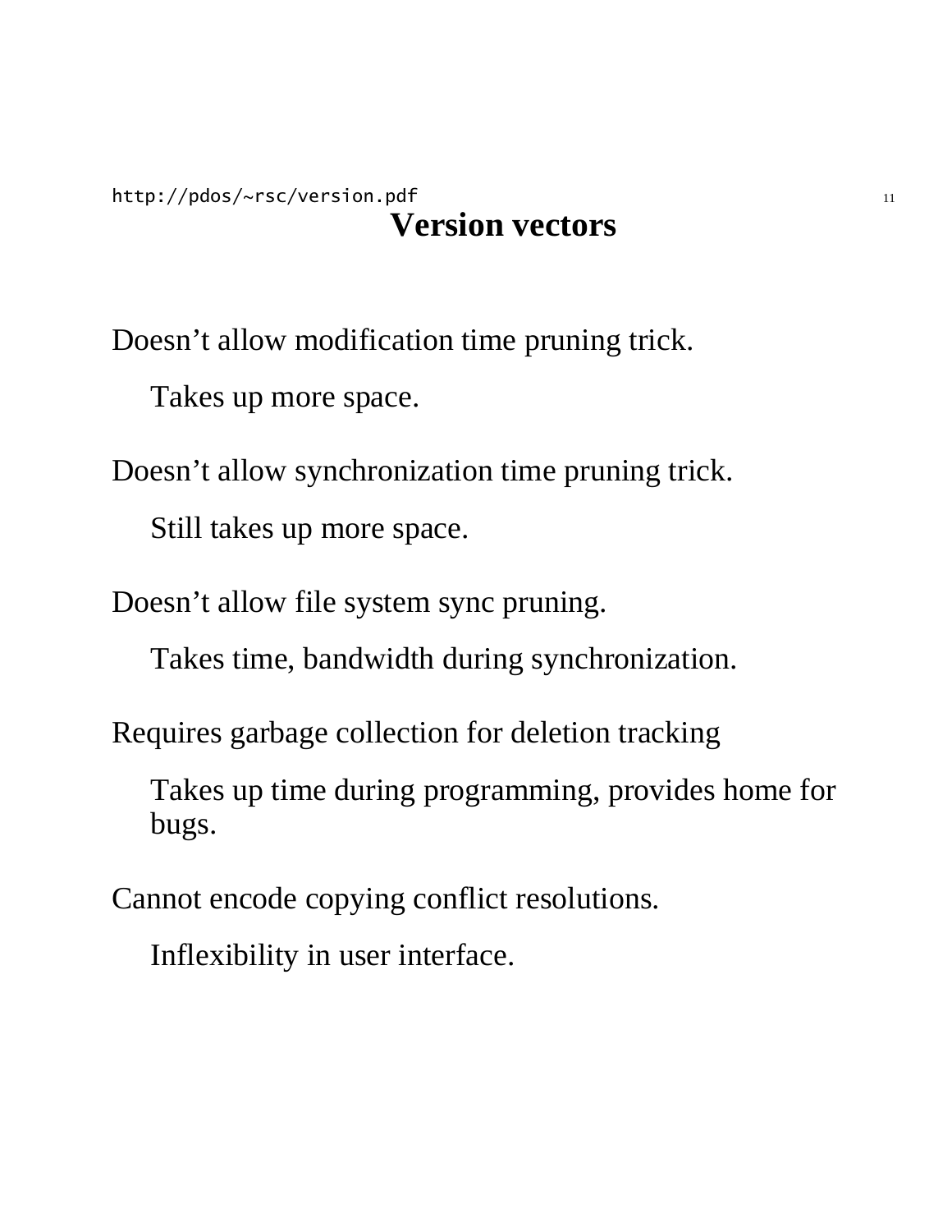## Version vectors

Doesn't allow modification time pruning trick.

  Takes up more space.

Doesn't allow synchronization time pruning trick.

  Still takes up more space.

Doesn't allow file system sync pruning.

  Takes time, bandwidth during synchronization.

Requires garbage collection for deletion tracking

  Takes up time during programming, provides home for bugs.

Cannot encode copying conflict resolutions.

  Inflexibility in user interface.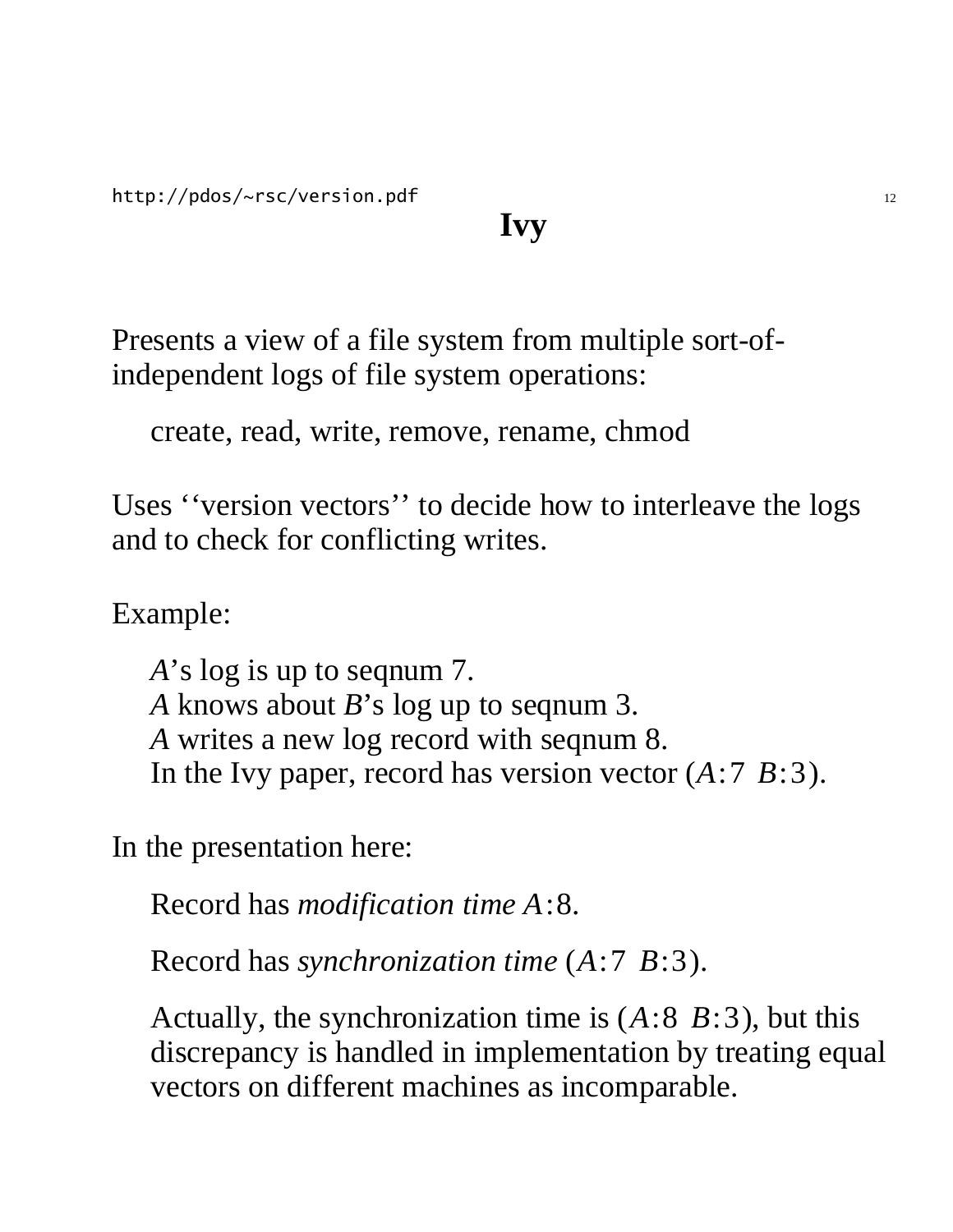# Ivy

Presents a view of a file system from multiple sort-of-independent logs of file system operations:

create, read, write, remove, rename, chmod

Uses ‘‘version vectors’’ to decide how to interleave the logs and to check for conflicting writes.

Example:

*A*’s log is up to seqnum 7.
*A* knows about *B*’s log up to seqnum 3.
*A* writes a new log record with seqnum 8.
In the Ivy paper, record has version vector $(A{:}7\ \ B{:}3)$.

In the presentation here:

Record has *modification time* $A{:}8$.

Record has *synchronization time* $(A{:}7\ \ B{:}3)$.

Actually, the synchronization time is $(A{:}8\ \ B{:}3)$, but this discrepancy is handled in implementation by treating equal vectors on different machines as incomparable.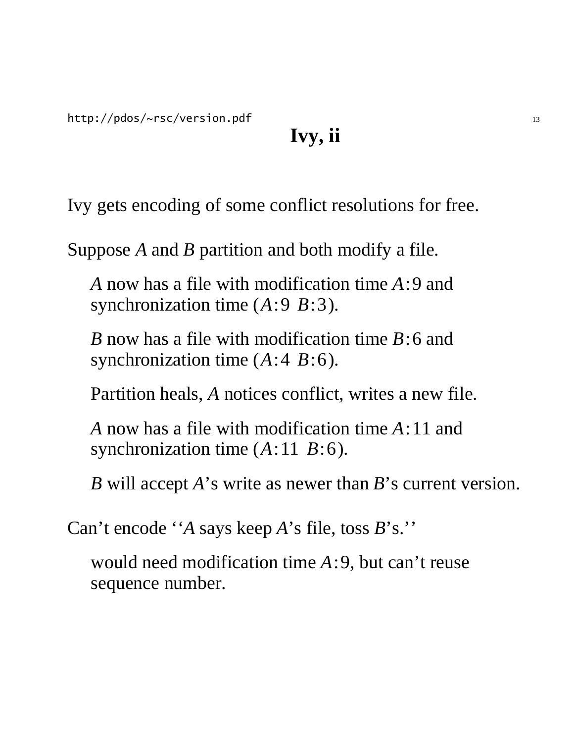# Ivy, ii

Ivy gets encoding of some conflict resolutions for free.

Suppose *A* and *B* partition and both modify a file.

- *A* now has a file with modification time $A{:}9$ and synchronization time $(A{:}9\ \ B{:}3)$.
- *B* now has a file with modification time $B{:}6$ and synchronization time $(A{:}4\ \ B{:}6)$.
- Partition heals, *A* notices conflict, writes a new file.
- *A* now has a file with modification time $A{:}11$ and synchronization time $(A{:}11\ \ B{:}6)$.
- *B* will accept *A*'s write as newer than *B*'s current version.

Can't encode ''*A* says keep *A*'s file, toss *B*'s.''

- would need modification time $A{:}9$, but can't reuse sequence number.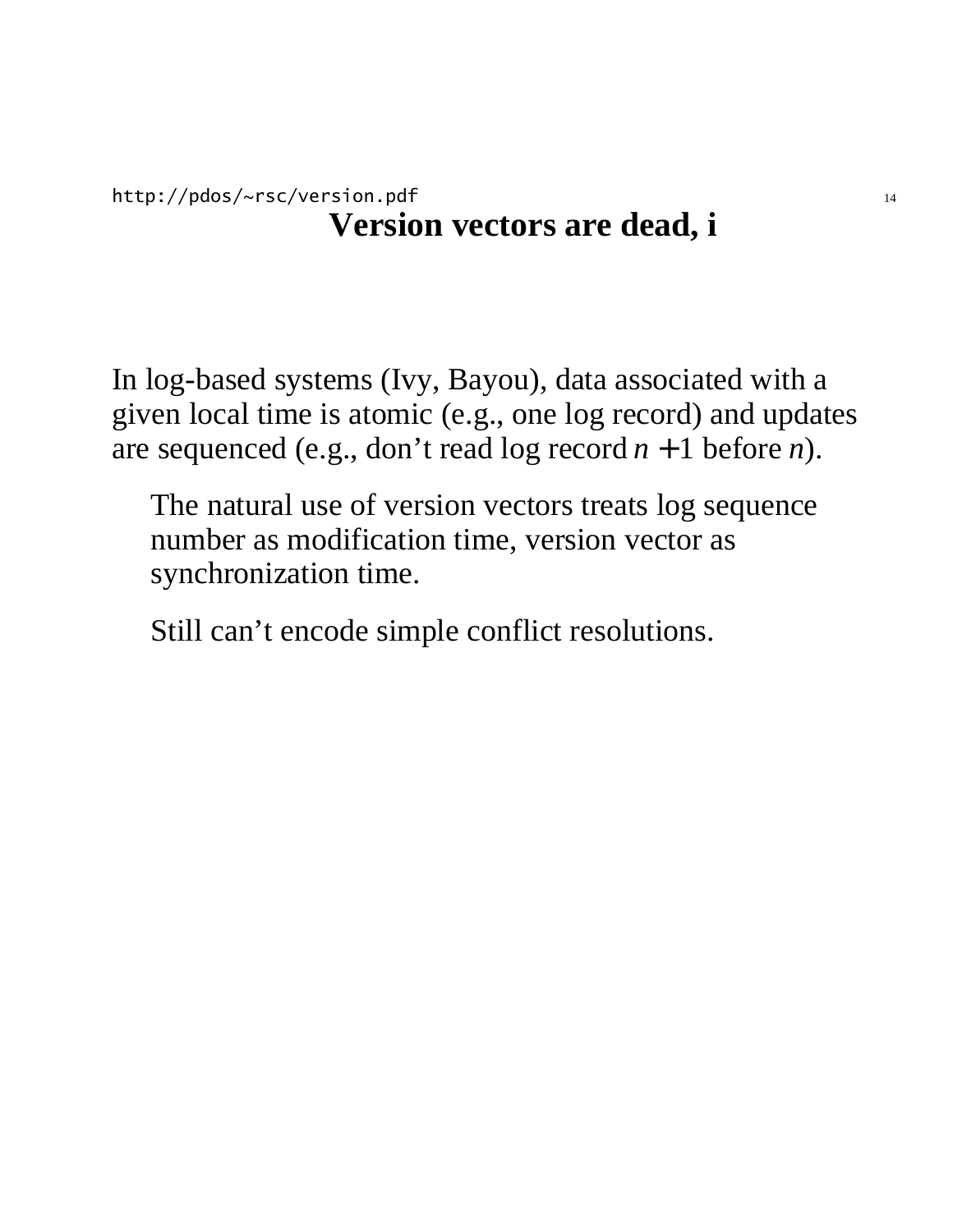# Version vectors are dead, i

In log-based systems (Ivy, Bayou), data associated with a given local time is atomic (e.g., one log record) and updates are sequenced (e.g., don't read log record $n+1$ before $n$).

The natural use of version vectors treats log sequence number as modification time, version vector as synchronization time.

Still can't encode simple conflict resolutions.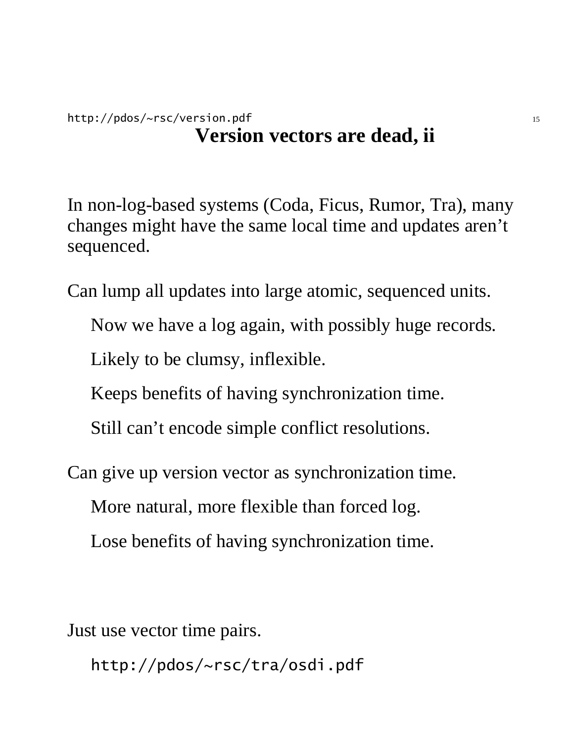# Version vectors are dead, ii

In non-log-based systems (Coda, Ficus, Rumor, Tra), many changes might have the same local time and updates aren't sequenced.

Can lump all updates into large atomic, sequenced units.

- Now we have a log again, with possibly huge records.
- Likely to be clumsy, inflexible.
- Keeps benefits of having synchronization time.
- Still can't encode simple conflict resolutions.

Can give up version vector as synchronization time.

- More natural, more flexible than forced log.
- Lose benefits of having synchronization time.

Just use vector time pairs.

`http://pdos/~rsc/tra/osdi.pdf`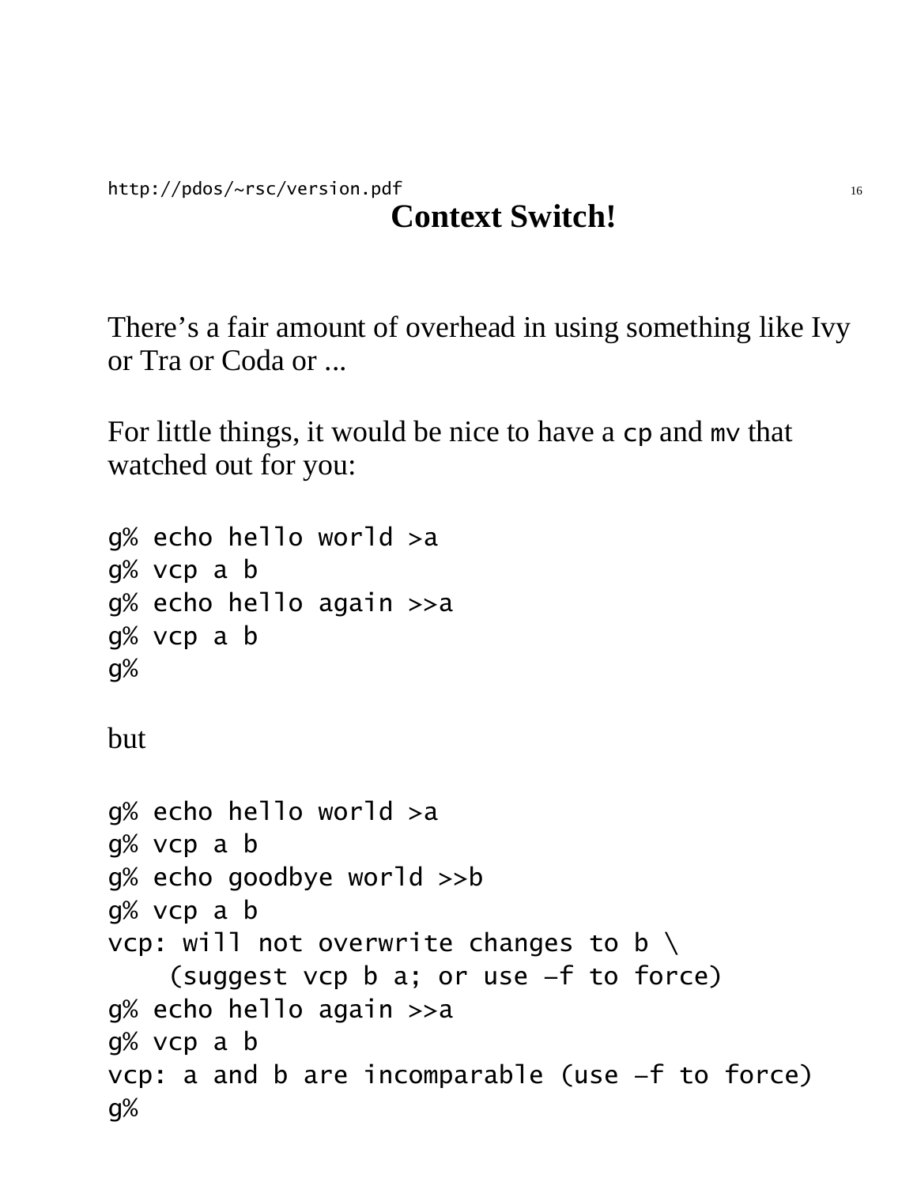# Context Switch!

There’s a fair amount of overhead in using something like Ivy or Tra or Coda or ...

For little things, it would be nice to have a `cp` and `mv` that watched out for you:

```
g% echo hello world >a
g% vcp a b
g% echo hello again >>a
g% vcp a b
g%
```

but

```
g% echo hello world >a
g% vcp a b
g% echo goodbye world >>b
g% vcp a b
vcp: will not overwrite changes to b \
    (suggest vcp b a; or use –f to force)
g% echo hello again >>a
g% vcp a b
vcp: a and b are incomparable (use –f to force)
g%
```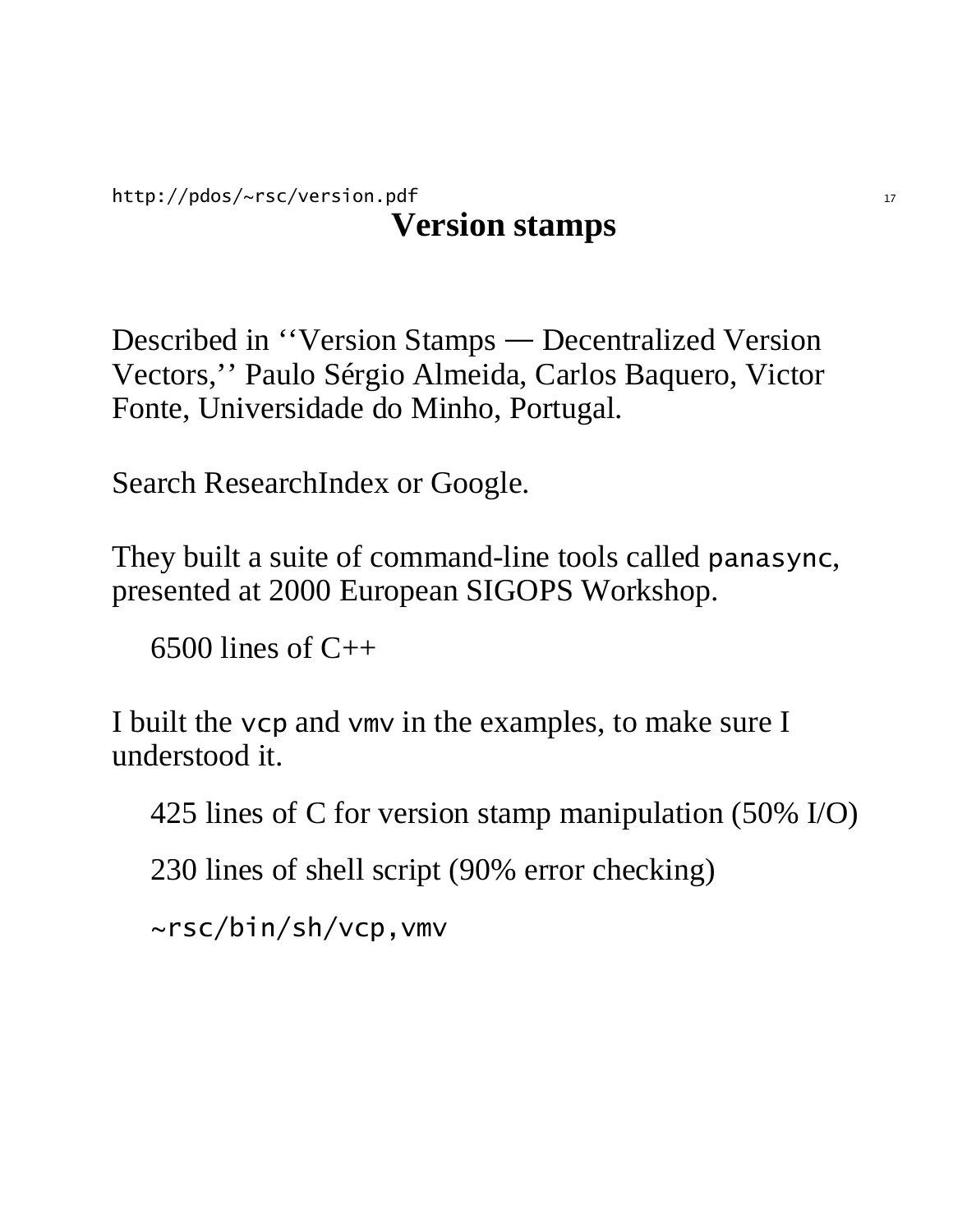http://pdos/~rsc/version.pdf

# Version stamps

Described in ‘‘Version Stamps — Decentralized Version Vectors,’’ Paulo Sérgio Almeida, Carlos Baquero, Victor Fonte, Universidade do Minho, Portugal.

Search ResearchIndex or Google.

They built a suite of command-line tools called `panasync`, presented at 2000 European SIGOPS Workshop.

6500 lines of C++

I built the `vcp` and `vmv` in the examples, to make sure I understood it.

425 lines of C for version stamp manipulation (50% I/O)

230 lines of shell script (90% error checking)

`~rsc/bin/sh/vcp,vmv`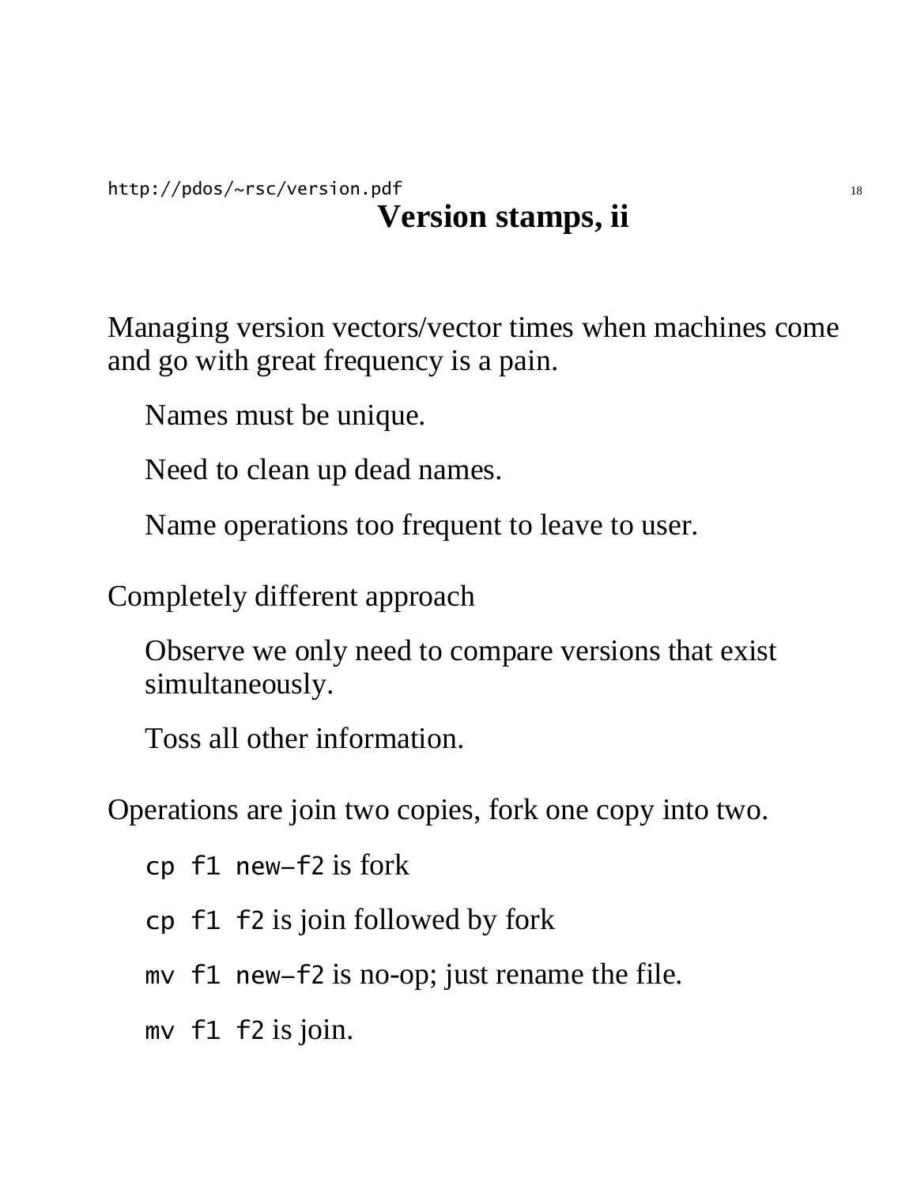# Version stamps, ii

Managing version vectors/vector times when machines come and go with great frequency is a pain.

- Names must be unique.
- Need to clean up dead names.
- Name operations too frequent to leave to user.

Completely different approach

- Observe we only need to compare versions that exist simultaneously.
- Toss all other information.

Operations are join two copies, fork one copy into two.

- `cp f1 new–f2` is fork
- `cp f1 f2` is join followed by fork
- `mv f1 new–f2` is no-op; just rename the file.
- `mv f1 f2` is join.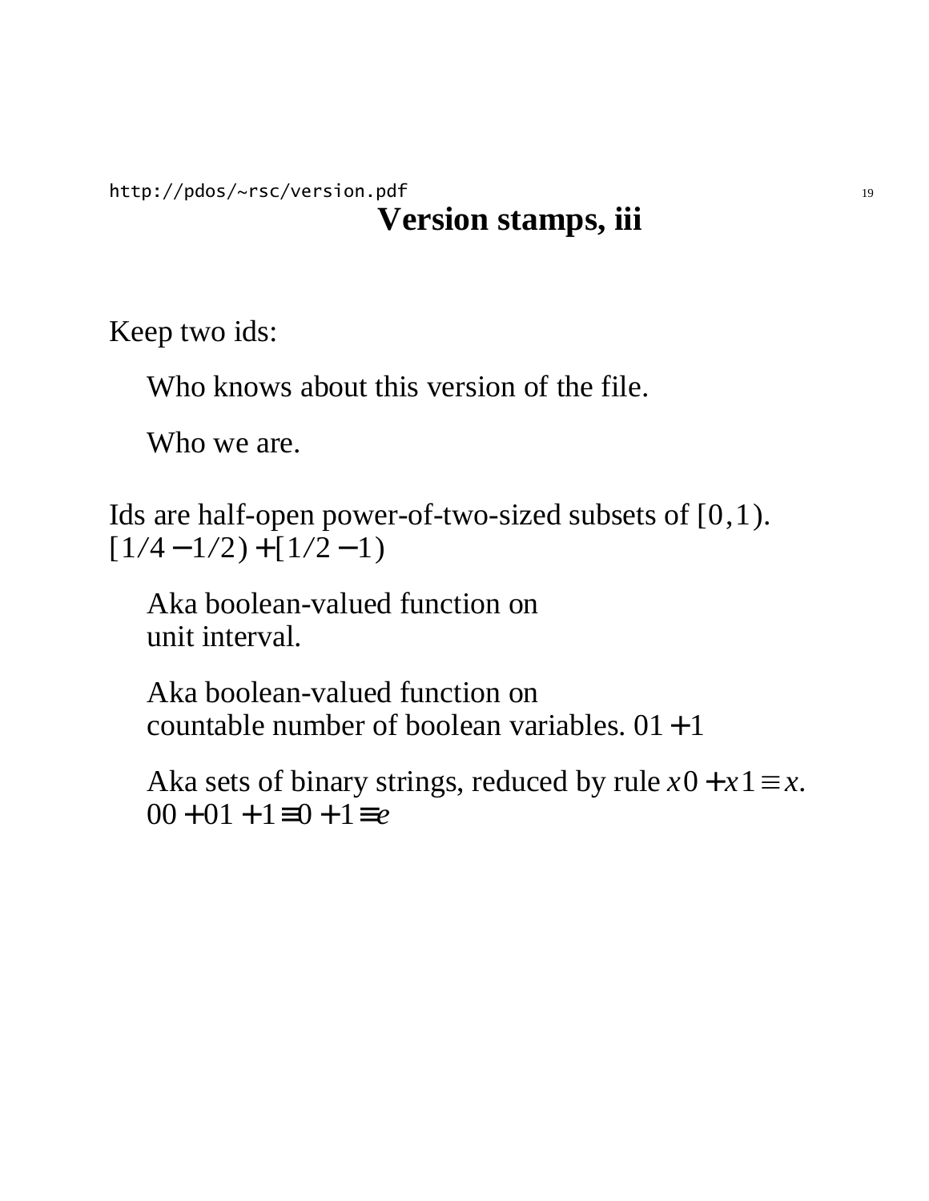# Version stamps, iii

Keep two ids:

Who knows about this version of the file.

Who we are.

Ids are half-open power-of-two-sized subsets of $[0,1)$.
$[1/4-1/2)+[1/2-1)$

Aka boolean-valued function on unit interval.

Aka boolean-valued function on countable number of boolean variables. $01+1$

Aka sets of binary strings, reduced by rule $x0+x1 \equiv x$.
$00+01+1 \equiv 0+1 \equiv e$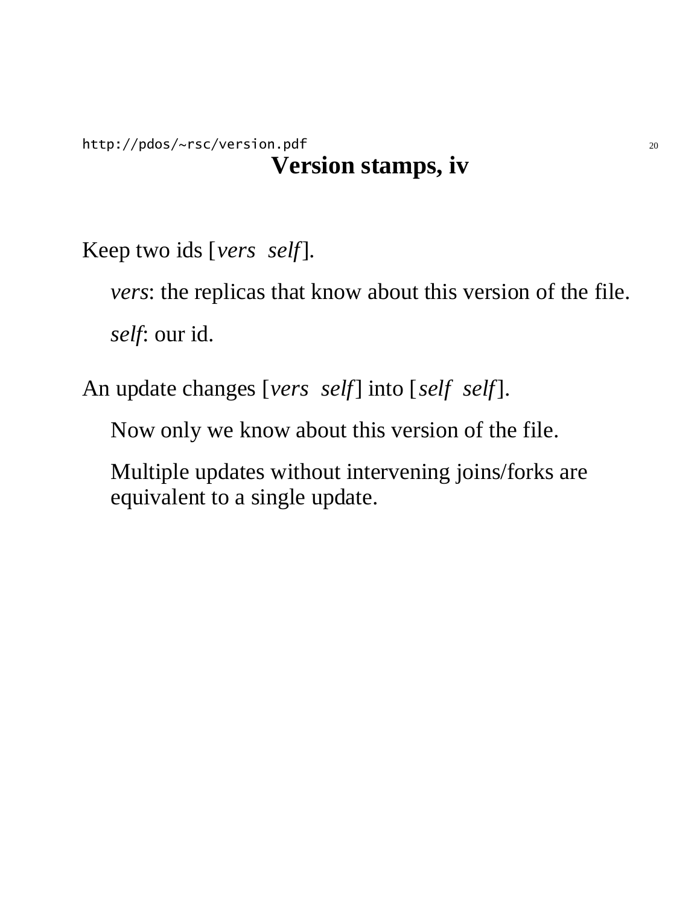## Version stamps, iv

Keep two ids [*vers* *self*].

*vers*: the replicas that know about this version of the file.

*self*: our id.

An update changes [*vers* *self*] into [*self* *self*].

Now only we know about this version of the file.

Multiple updates without intervening joins/forks are equivalent to a single update.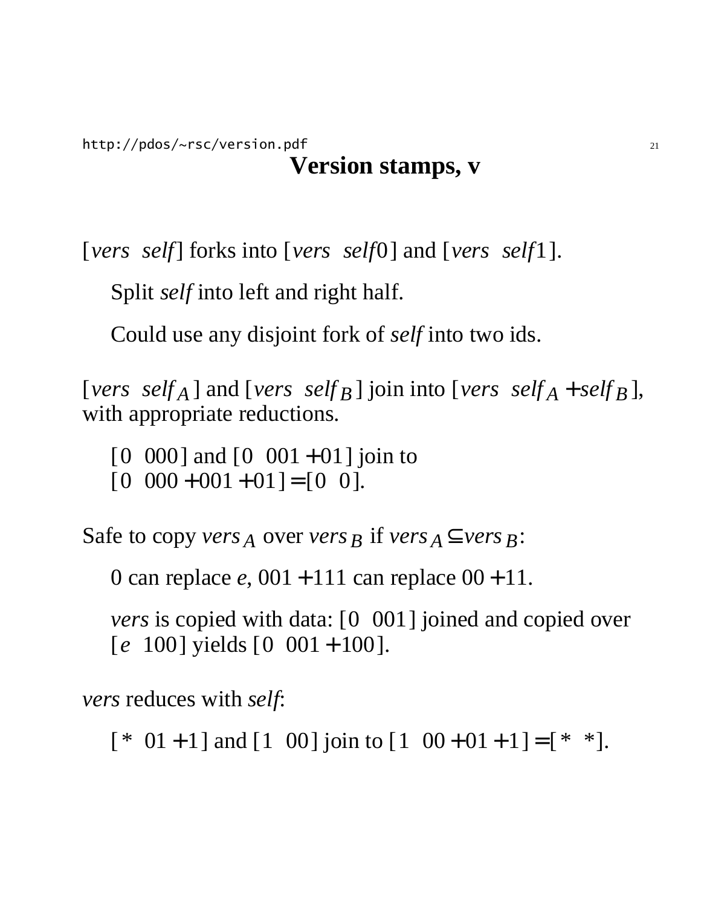# Version stamps, v

$[vers\ \ self]$ forks into $[vers\ \ self0]$ and $[vers\ \ self1]$.

Split *self* into left and right half.

Could use any disjoint fork of *self* into two ids.

$[vers\ \ self_A]$ and $[vers\ \ self_B]$ join into $[vers\ \ self_A + self_B]$, with appropriate reductions.

$[0\ \ 000]$ and $[0\ \ 001 + 01]$ join to
$[0\ \ 000 + 001 + 01] = [0\ \ 0]$.

Safe to copy $vers_A$ over $vers_B$ if $vers_A \subseteq vers_B$:

0 can replace $e$, $001 + 111$ can replace $00 + 11$.

*vers* is copied with data: $[0\ \ 001]$ joined and copied over $[e\ \ 100]$ yields $[0\ \ 001 + 100]$.

*vers* reduces with *self*:

$[*\ \ 01 + 1]$ and $[1\ \ 00]$ join to $[1\ \ 00 + 01 + 1] = [*\ \ *]$.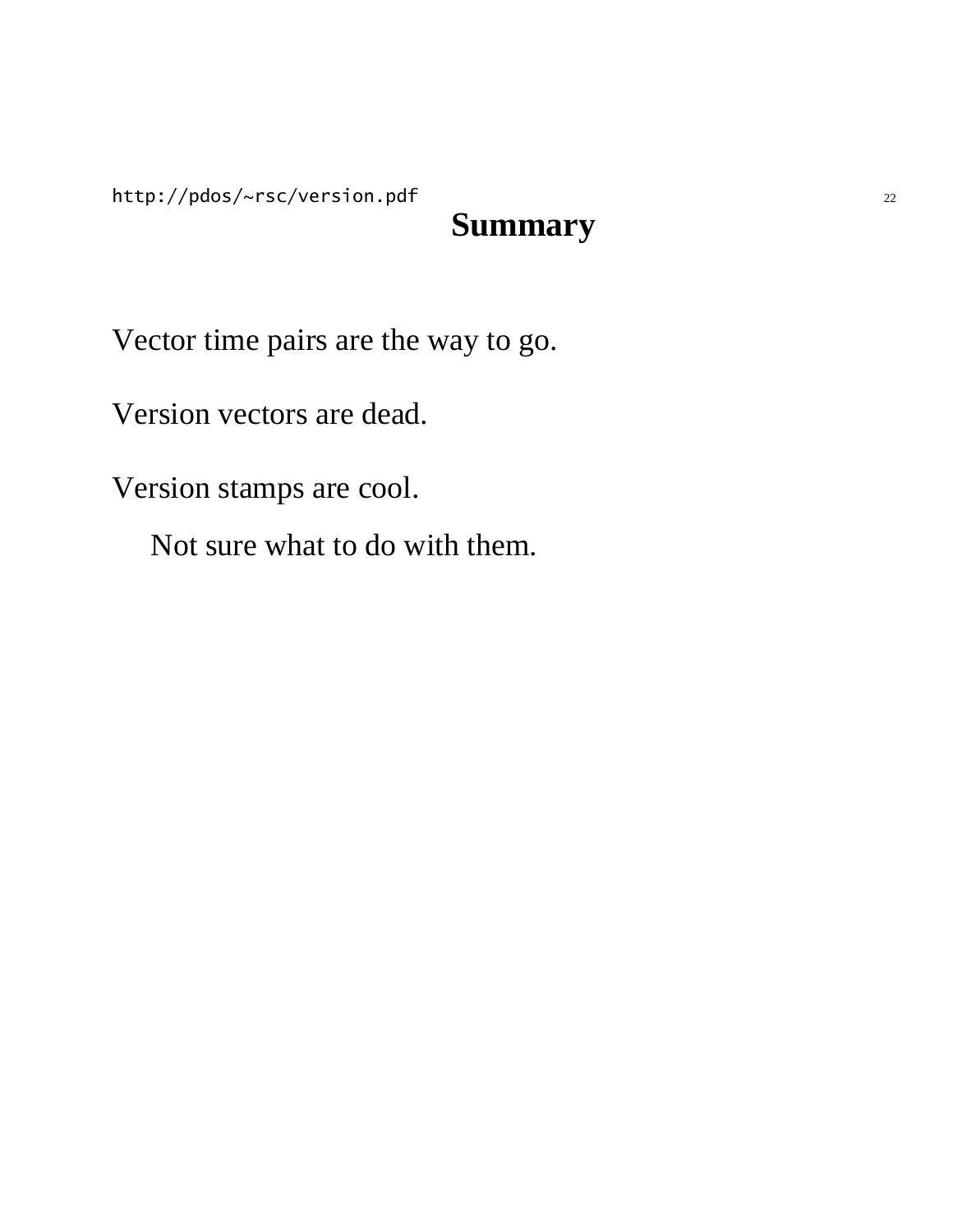# Summary

Vector time pairs are the way to go.

Version vectors are dead.

Version stamps are cool.

  Not sure what to do with them.